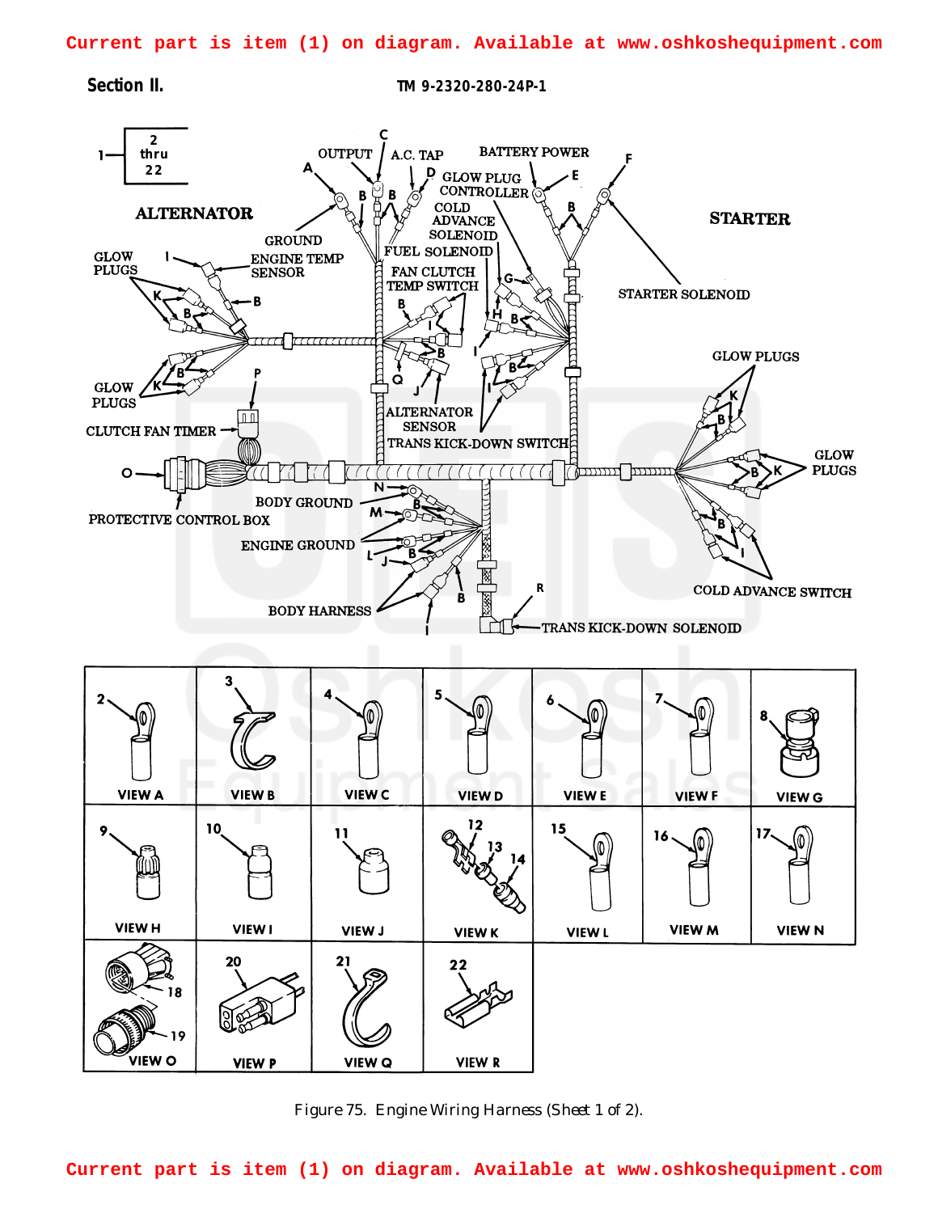Current part is item (1) on diagram. Available at www.oshkoshequipment.com

Section II.

TM 9-2320-280-24P-1

Figure 75. Engine Wiring Harness (Sheet 1 of 2).

Current part is item (1) on diagram. Available at www.oshkoshequipment.com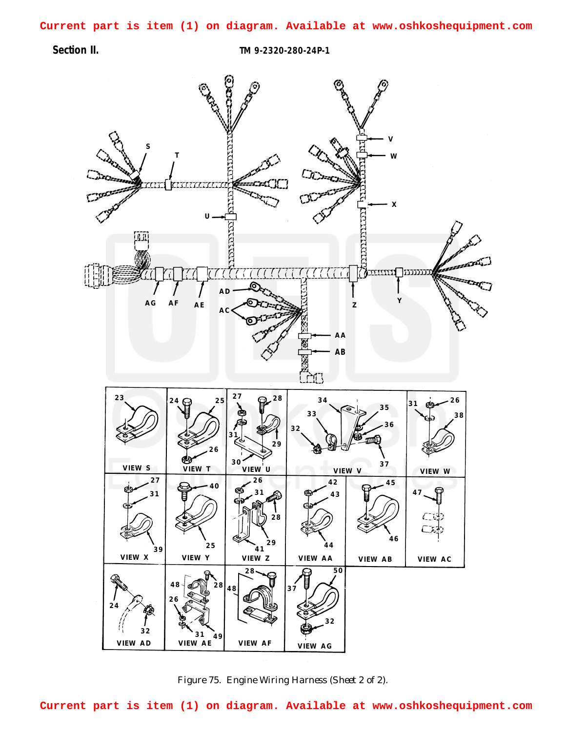Current part is item (1) on diagram. Available at www.oshkoshequipment.com

Section II.

TM 9-2320-280-24P-1

Figure 75. Engine Wiring Harness (Sheet 2 of 2).

Current part is item (1) on diagram. Available at www.oshkoshequipment.com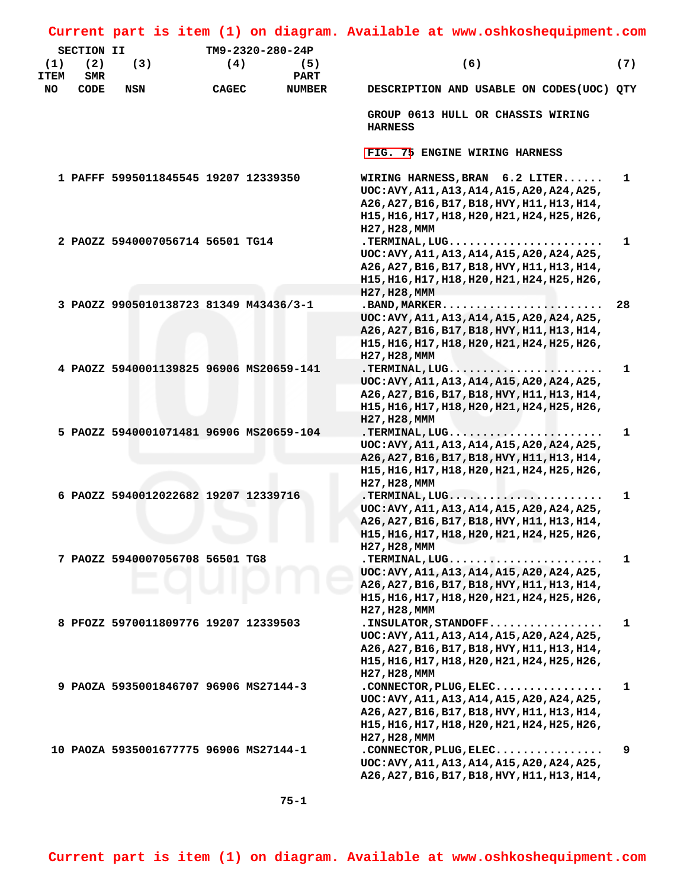Current part is item (1) on diagram. Available at www.oshkoshequipment.com

SECTION II TM9-2320-280-24P

| (1) ITEM NO | (2) SMR CODE | (3) NSN | (4) CAGEC | (5) PART NUMBER | (6) DESCRIPTION AND USABLE ON CODES(UOC) | (7) QTY |
|---|---|---|---|---|---|---|
| | | | | | GROUP 0613 HULL OR CHASSIS WIRING HARNESS | |
| | | | | | FIG. 75 ENGINE WIRING HARNESS | |
| 1 | PAFFF | 5995011845545 | 19207 | 12339350 | WIRING HARNESS,BRAN 6.2 LITER...... UOC:AVY,A11,A13,A14,A15,A20,A24,A25, A26,A27,B16,B17,B18,HVY,H11,H13,H14, H15,H16,H17,H18,H20,H21,H24,H25,H26, H27,H28,MMM | 1 |
| 2 | PAOZZ | 5940007056714 | 56501 | TG14 | .TERMINAL,LUG....................... UOC:AVY,A11,A13,A14,A15,A20,A24,A25, A26,A27,B16,B17,B18,HVY,H11,H13,H14, H15,H16,H17,H18,H20,H21,H24,H25,H26, H27,H28,MMM | 1 |
| 3 | PAOZZ | 9905010138723 | 81349 | M43436/3-1 | .BAND,MARKER........................ UOC:AVY,A11,A13,A14,A15,A20,A24,A25, A26,A27,B16,B17,B18,HVY,H11,H13,H14, H15,H16,H17,H18,H20,H21,H24,H25,H26, H27,H28,MMM | 28 |
| 4 | PAOZZ | 5940001139825 | 96906 | MS20659-141 | .TERMINAL,LUG....................... UOC:AVY,A11,A13,A14,A15,A20,A24,A25, A26,A27,B16,B17,B18,HVY,H11,H13,H14, H15,H16,H17,H18,H20,H21,H24,H25,H26, H27,H28,MMM | 1 |
| 5 | PAOZZ | 5940001071481 | 96906 | MS20659-104 | .TERMINAL,LUG....................... UOC:AVY,A11,A13,A14,A15,A20,A24,A25, A26,A27,B16,B17,B18,HVY,H11,H13,H14, H15,H16,H17,H18,H20,H21,H24,H25,H26, H27,H28,MMM | 1 |
| 6 | PAOZZ | 5940012022682 | 19207 | 12339716 | .TERMINAL,LUG....................... UOC:AVY,A11,A13,A14,A15,A20,A24,A25, A26,A27,B16,B17,B18,HVY,H11,H13,H14, H15,H16,H17,H18,H20,H21,H24,H25,H26, H27,H28,MMM | 1 |
| 7 | PAOZZ | 5940007056708 | 56501 | TG8 | .TERMINAL,LUG....................... UOC:AVY,A11,A13,A14,A15,A20,A24,A25, A26,A27,B16,B17,B18,HVY,H11,H13,H14, H15,H16,H17,H18,H20,H21,H24,H25,H26, H27,H28,MMM | 1 |
| 8 | PFOZZ | 5970011809776 | 19207 | 12339503 | .INSULATOR,STANDOFF................. UOC:AVY,A11,A13,A14,A15,A20,A24,A25, A26,A27,B16,B17,B18,HVY,H11,H13,H14, H15,H16,H17,H18,H20,H21,H24,H25,H26, H27,H28,MMM | 1 |
| 9 | PAOZA | 5935001846707 | 96906 | MS27144-3 | .CONNECTOR,PLUG,ELEC................ UOC:AVY,A11,A13,A14,A15,A20,A24,A25, A26,A27,B16,B17,B18,HVY,H11,H13,H14, H15,H16,H17,H18,H20,H21,H24,H25,H26, H27,H28,MMM | 1 |
| 10 | PAOZA | 5935001677775 | 96906 | MS27144-1 | .CONNECTOR,PLUG,ELEC................ UOC:AVY,A11,A13,A14,A15,A20,A24,A25, A26,A27,B16,B17,B18,HVY,H11,H13,H14, | 9 |

75-1

Current part is item (1) on diagram. Available at www.oshkoshequipment.com